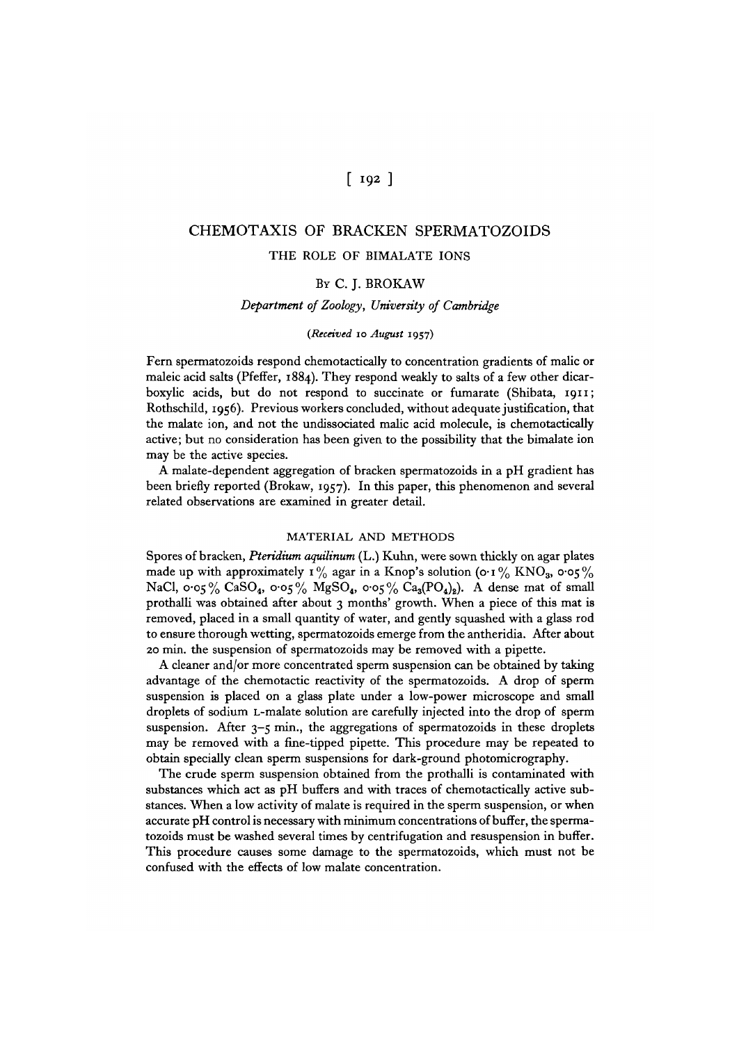# CHEMOTAXIS OF BRACKEN SPERMATOZOIDS

## THE ROLE OF BIMALATE IONS

By C. J. BROKAW

*Department of Zoology, University of Cambridge*

*(Received 10 August 1957)*

Fern spermatozoids respond chemotactically to concentration gradients of malic or maleic acid salts (Pfeffer, 1884). They respond weakly to salts of a few other dicarboxylic acids, but do not respond to succinate or fumarate (Shibata, 1911; Rothschild, 1956). Previous workers concluded, without adequate justification, that the malate ion, and not the undissociated malic acid molecule, is chemotactically active; but no consideration has been given to the possibility that the bimalate ion may be the active species.

A malate-dependent aggregation of bracken spermatozoids in a pH gradient has been briefly reported (Brokaw, 1957). In this paper, this phenomenon and several related observations are examined in greater detail.

### MATERIAL AND METHODS

Spores of bracken, *Pteridium aquilinum* (L.) Kuhn, were sown thickly on agar plates made up with approximately 1% agar in a Knop's solution (0·1% $KNO_3$, 0·05% NaCl, 0·05% $CaSO_4$, 0·05% $MgSO_4$, 0·05% $Ca_3(PO_4)_2$). A dense mat of small prothalli was obtained after about 3 months' growth. When a piece of this mat is removed, placed in a small quantity of water, and gently squashed with a glass rod to ensure thorough wetting, spermatozoids emerge from the antheridia. After about 20 min. the suspension of spermatozoids may be removed with a pipette.

A cleaner and/or more concentrated sperm suspension can be obtained by taking advantage of the chemotactic reactivity of the spermatozoids. A drop of sperm suspension is placed on a glass plate under a low-power microscope and small droplets of sodium L-malate solution are carefully injected into the drop of sperm suspension. After 3–5 min., the aggregations of spermatozoids in these droplets may be removed with a fine-tipped pipette. This procedure may be repeated to obtain specially clean sperm suspensions for dark-ground photomicrography.

The crude sperm suspension obtained from the prothalli is contaminated with substances which act as pH buffers and with traces of chemotactically active substances. When a low activity of malate is required in the sperm suspension, or when accurate pH control is necessary with minimum concentrations of buffer, the spermatozoids must be washed several times by centrifugation and resuspension in buffer. This procedure causes some damage to the spermatozoids, which must not be confused with the effects of low malate concentration.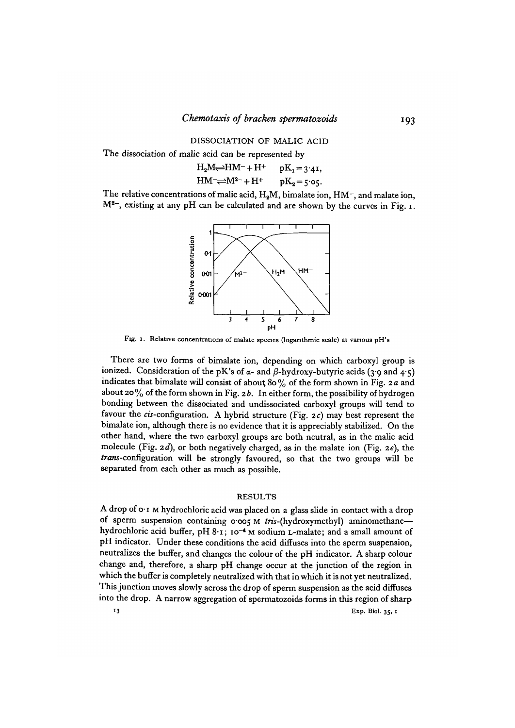## DISSOCIATION OF MALIC ACID

The dissociation of malic acid can be represented by

$$H_2M \rightleftharpoons HM^- + H^+ \qquad pK_1 = 3 \cdot 41,$$

$$HM^- \rightleftharpoons M^{2-} + H^+ \qquad pK_2 = 5 \cdot 05.$$

The relative concentrations of malic acid, $H_2M$, bimalate ion, $HM^-$, and malate ion, $M^{2-}$, existing at any pH can be calculated and are shown by the curves in Fig. 1.

Fig. 1. Relative concentrations of malate species (logarithmic scale) at various pH's

There are two forms of bimalate ion, depending on which carboxyl group is ionized. Consideration of the pK's of $\alpha$- and $\beta$-hydroxy-butyric acids (3·9 and 4·5) indicates that bimalate will consist of about 80% of the form shown in Fig. 2*a* and about 20% of the form shown in Fig. 2*b*. In either form, the possibility of hydrogen bonding between the dissociated and undissociated carboxyl groups will tend to favour the *cis*-configuration. A hybrid structure (Fig. 2*c*) may best represent the bimalate ion, although there is no evidence that it is appreciably stabilized. On the other hand, where the two carboxyl groups are both neutral, as in the malic acid molecule (Fig. 2*d*), or both negatively charged, as in the malate ion (Fig. 2*e*), the *trans*-configuration will be strongly favoured, so that the two groups will be separated from each other as much as possible.

## RESULTS

A drop of 0·1 M hydrochloric acid was placed on a glass slide in contact with a drop of sperm suspension containing 0·005 M *tris*-(hydroxymethyl) aminomethane—hydrochloric acid buffer, pH 8·1; $10^{-4}$ M sodium L-malate; and a small amount of pH indicator. Under these conditions the acid diffuses into the sperm suspension, neutralizes the buffer, and changes the colour of the pH indicator. A sharp colour change and, therefore, a sharp pH change occur at the junction of the region in which the buffer is completely neutralized with that in which it is not yet neutralized. This junction moves slowly across the drop of sperm suspension as the acid diffuses into the drop. A narrow aggregation of spermatozoids forms in this region of sharp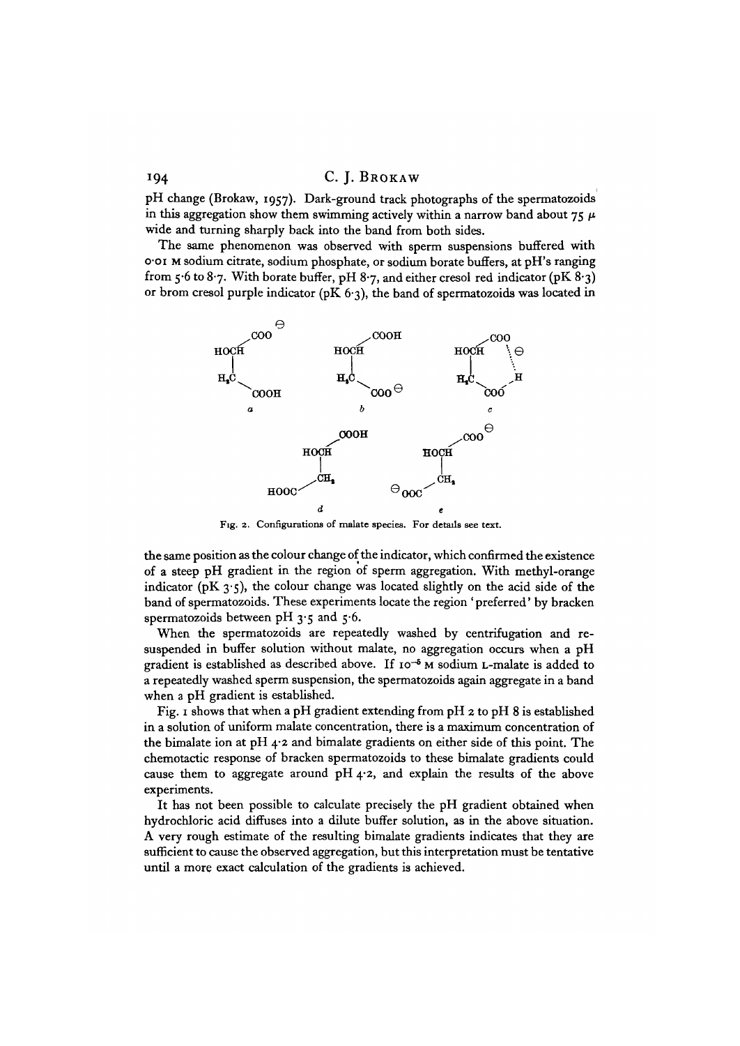pH change (Brokaw, 1957). Dark-ground track photographs of the spermatozoids in this aggregation show them swimming actively within a narrow band about 75 $\mu$ wide and turning sharply back into the band from both sides.

The same phenomenon was observed with sperm suspensions buffered with 0·01 M sodium citrate, sodium phosphate, or sodium borate buffers, at pH's ranging from 5·6 to 8·7. With borate buffer, pH 8·7, and either cresol red indicator (pK 8·3) or brom cresol purple indicator (pK 6·3), the band of spermatozoids was located in

Fig. 2. Configurations of malate species. For details see text.

the same position as the colour change of the indicator, which confirmed the existence of a steep pH gradient in the region of sperm aggregation. With methyl-orange indicator (pK 3·5), the colour change was located slightly on the acid side of the band of spermatozoids. These experiments locate the region 'preferred' by bracken spermatozoids between pH 3·5 and 5·6.

When the spermatozoids are repeatedly washed by centrifugation and re-suspended in buffer solution without malate, no aggregation occurs when a pH gradient is established as described above. If $10^{-5}$ M sodium L-malate is added to a repeatedly washed sperm suspension, the spermatozoids again aggregate in a band when a pH gradient is established.

Fig. 1 shows that when a pH gradient extending from pH 2 to pH 8 is established in a solution of uniform malate concentration, there is a maximum concentration of the bimalate ion at pH 4·2 and bimalate gradients on either side of this point. The chemotactic response of bracken spermatozoids to these bimalate gradients could cause them to aggregate around pH 4·2, and explain the results of the above experiments.

It has not been possible to calculate precisely the pH gradient obtained when hydrochloric acid diffuses into a dilute buffer solution, as in the above situation. A very rough estimate of the resulting bimalate gradients indicates that they are sufficient to cause the observed aggregation, but this interpretation must be tentative until a more exact calculation of the gradients is achieved.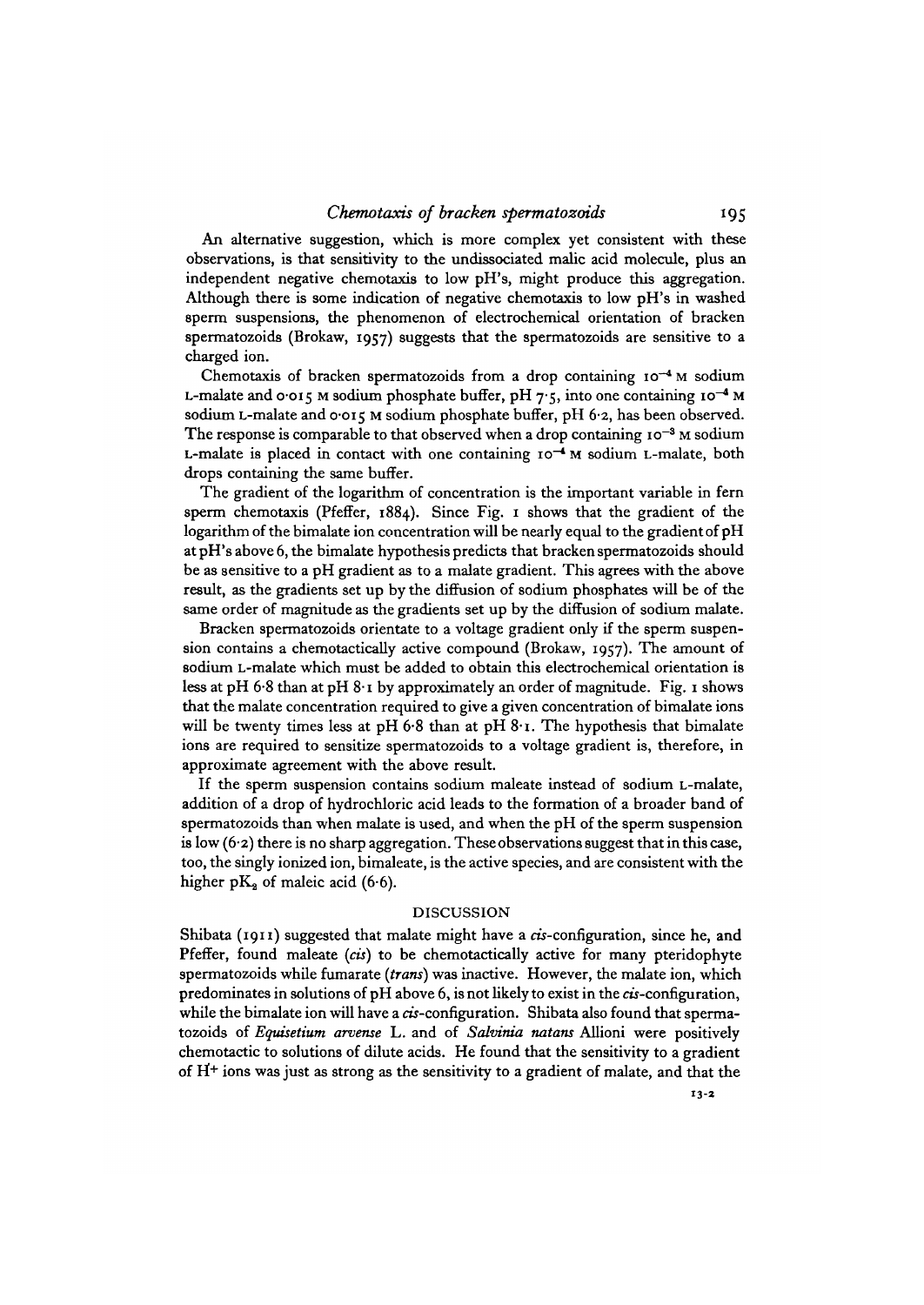An alternative suggestion, which is more complex yet consistent with these observations, is that sensitivity to the undissociated malic acid molecule, plus an independent negative chemotaxis to low pH's, might produce this aggregation. Although there is some indication of negative chemotaxis to low pH's in washed sperm suspensions, the phenomenon of electrochemical orientation of bracken spermatozoids (Brokaw, 1957) suggests that the spermatozoids are sensitive to a charged ion.

Chemotaxis of bracken spermatozoids from a drop containing $10^{-4}$ M sodium L-malate and 0·015 M sodium phosphate buffer, pH 7·5, into one containing $10^{-4}$ M sodium L-malate and 0·015 M sodium phosphate buffer, pH 6·2, has been observed. The response is comparable to that observed when a drop containing $10^{-3}$ M sodium L-malate is placed in contact with one containing $10^{-4}$ M sodium L-malate, both drops containing the same buffer.

The gradient of the logarithm of concentration is the important variable in fern sperm chemotaxis (Pfeffer, 1884). Since Fig. 1 shows that the gradient of the logarithm of the bimalate ion concentration will be nearly equal to the gradient of pH at pH's above 6, the bimalate hypothesis predicts that bracken spermatozoids should be as sensitive to a pH gradient as to a malate gradient. This agrees with the above result, as the gradients set up by the diffusion of sodium phosphates will be of the same order of magnitude as the gradients set up by the diffusion of sodium malate.

Bracken spermatozoids orientate to a voltage gradient only if the sperm suspension contains a chemotactically active compound (Brokaw, 1957). The amount of sodium L-malate which must be added to obtain this electrochemical orientation is less at pH 6·8 than at pH 8·1 by approximately an order of magnitude. Fig. 1 shows that the malate concentration required to give a given concentration of bimalate ions will be twenty times less at pH 6·8 than at pH 8·1. The hypothesis that bimalate ions are required to sensitize spermatozoids to a voltage gradient is, therefore, in approximate agreement with the above result.

If the sperm suspension contains sodium maleate instead of sodium L-malate, addition of a drop of hydrochloric acid leads to the formation of a broader band of spermatozoids than when malate is used, and when the pH of the sperm suspension is low (6·2) there is no sharp aggregation. These observations suggest that in this case, too, the singly ionized ion, bimaleate, is the active species, and are consistent with the higher $pK_2$ of maleic acid (6·6).

## DISCUSSION

Shibata (1911) suggested that malate might have a *cis*-configuration, since he, and Pfeffer, found maleate (*cis*) to be chemotactically active for many pteridophyte spermatozoids while fumarate (*trans*) was inactive. However, the malate ion, which predominates in solutions of pH above 6, is not likely to exist in the *cis*-configuration, while the bimalate ion will have a *cis*-configuration. Shibata also found that spermatozoids of *Equisetium arvense* L. and of *Salvinia natans* Allioni were positively chemotactic to solutions of dilute acids. He found that the sensitivity to a gradient of $H^+$ ions was just as strong as the sensitivity to a gradient of malate, and that the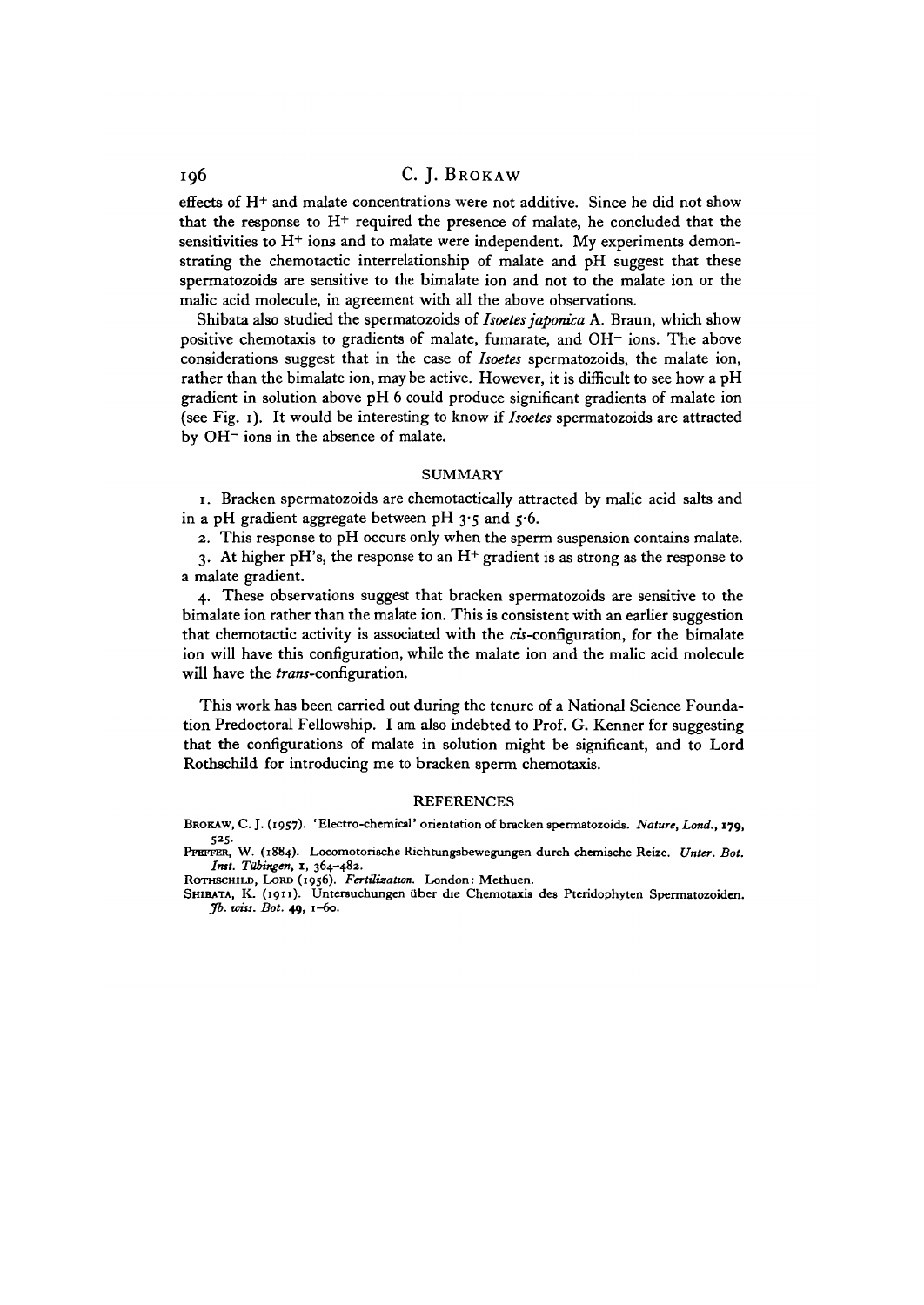effects of $H^+$ and malate concentrations were not additive. Since he did not show that the response to $H^+$ required the presence of malate, he concluded that the sensitivities to $H^+$ ions and to malate were independent. My experiments demonstrating the chemotactic interrelationship of malate and pH suggest that these spermatozoids are sensitive to the bimalate ion and not to the malate ion or the malic acid molecule, in agreement with all the above observations.

Shibata also studied the spermatozoids of *Isoetes japonica* A. Braun, which show positive chemotaxis to gradients of malate, fumarate, and $OH^-$ ions. The above considerations suggest that in the case of *Isoetes* spermatozoids, the malate ion, rather than the bimalate ion, may be active. However, it is difficult to see how a pH gradient in solution above pH 6 could produce significant gradients of malate ion (see Fig. 1). It would be interesting to know if *Isoetes* spermatozoids are attracted by $OH^-$ ions in the absence of malate.

## SUMMARY

1. Bracken spermatozoids are chemotactically attracted by malic acid salts and in a pH gradient aggregate between pH 3·5 and 5·6.

2. This response to pH occurs only when the sperm suspension contains malate.

3. At higher pH's, the response to an $H^+$ gradient is as strong as the response to a malate gradient.

4. These observations suggest that bracken spermatozoids are sensitive to the bimalate ion rather than the malate ion. This is consistent with an earlier suggestion that chemotactic activity is associated with the *cis*-configuration, for the bimalate ion will have this configuration, while the malate ion and the malic acid molecule will have the *trans*-configuration.

This work has been carried out during the tenure of a National Science Foundation Predoctoral Fellowship. I am also indebted to Prof. G. Kenner for suggesting that the configurations of malate in solution might be significant, and to Lord Rothschild for introducing me to bracken sperm chemotaxis.

## REFERENCES

BROKAW, C. J. (1957). 'Electro-chemical' orientation of bracken spermatozoids. *Nature, Lond.*, **179**, 525.

PFEFFER, W. (1884). Locomotorische Richtungsbewegungen durch chemische Reize. *Unter. Bot. Inst. Tübingen*, **1**, 364–482.

ROTHSCHILD, LORD (1956). *Fertilization*. London: Methuen.

SHIBATA, K. (1911). Untersuchungen über die Chemotaxis des Pteridophyten Spermatozoiden. *Jb. wiss. Bot.* **49**, 1–60.